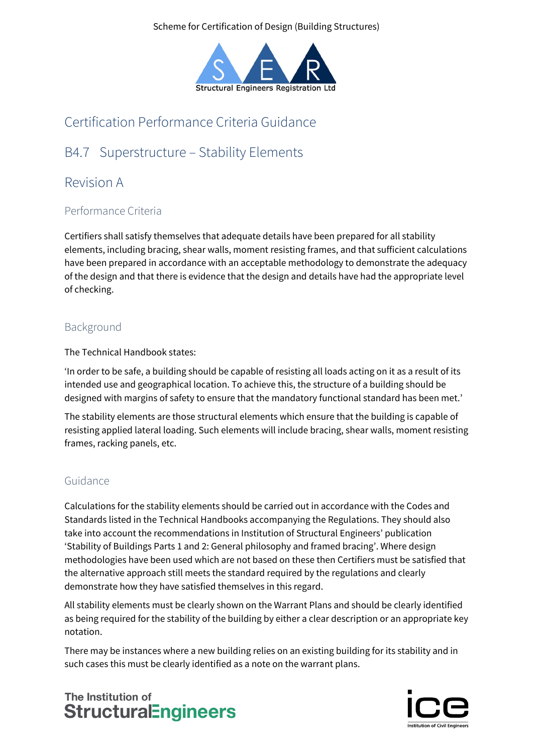Scheme for Certification of Design (Building Structures)

# Certification Performance Criteria Guidance

## B4.7 Superstructure – Stability Elements

## Revision A

### Performance Criteria

Certifiers shall satisfy themselves that adequate details have been prepared for all stability elements, including bracing, shear walls, moment resisting frames, and that sufficient calculations have been prepared in accordance with an acceptable methodology to demonstrate the adequacy of the design and that there is evidence that the design and details have had the appropriate level of checking.

### Background

The Technical Handbook states:

'In order to be safe, a building should be capable of resisting all loads acting on it as a result of its intended use and geographical location. To achieve this, the structure of a building should be designed with margins of safety to ensure that the mandatory functional standard has been met.'

The stability elements are those structural elements which ensure that the building is capable of resisting applied lateral loading. Such elements will include bracing, shear walls, moment resisting frames, racking panels, etc.

### Guidance

Calculations for the stability elements should be carried out in accordance with the Codes and Standards listed in the Technical Handbooks accompanying the Regulations. They should also take into account the recommendations in Institution of Structural Engineers' publication 'Stability of Buildings Parts 1 and 2: General philosophy and framed bracing'. Where design methodologies have been used which are not based on these then Certifiers must be satisfied that the alternative approach still meets the standard required by the regulations and clearly demonstrate how they have satisfied themselves in this regard.

All stability elements must be clearly shown on the Warrant Plans and should be clearly identified as being required for the stability of the building by either a clear description or an appropriate key notation.

There may be instances where a new building relies on an existing building for its stability and in such cases this must be clearly identified as a note on the warrant plans.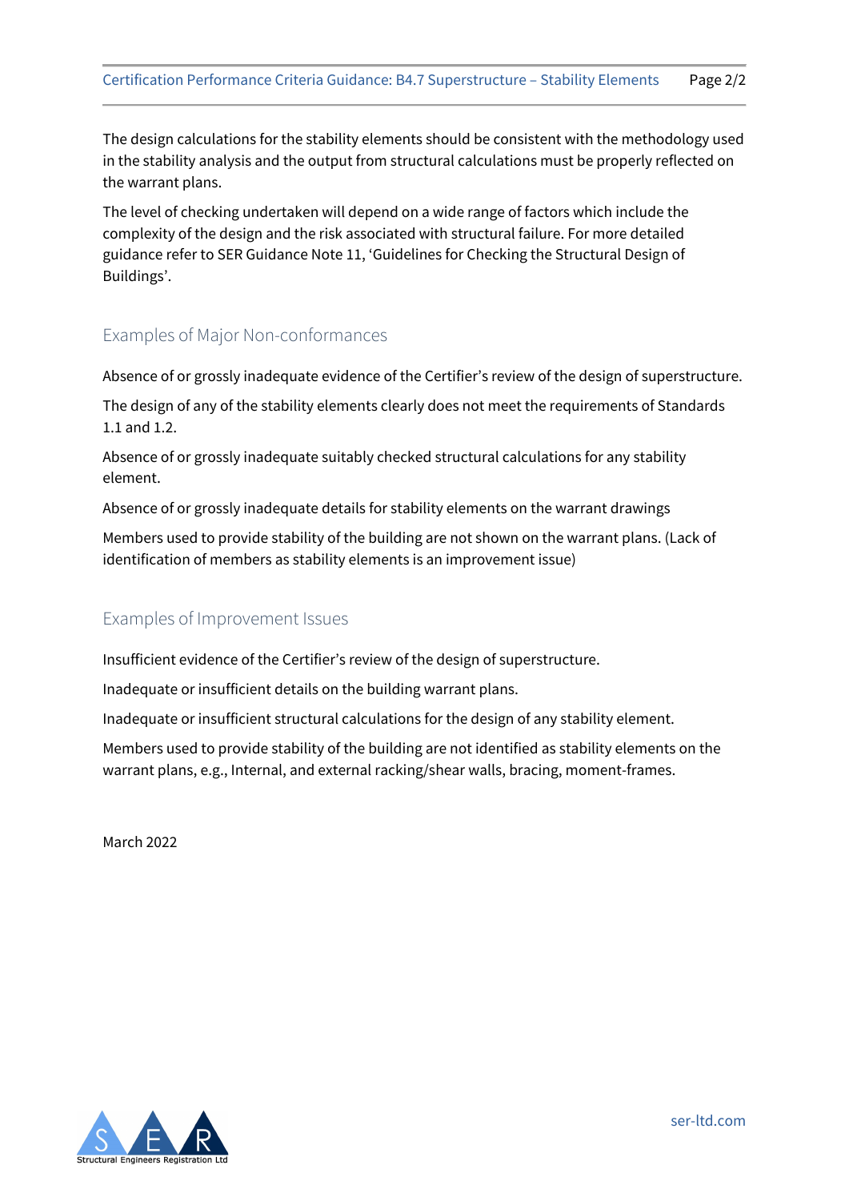The design calculations for the stability elements should be consistent with the methodology used in the stability analysis and the output from structural calculations must be properly reflected on the warrant plans.

The level of checking undertaken will depend on a wide range of factors which include the complexity of the design and the risk associated with structural failure. For more detailed guidance refer to SER Guidance Note 11, 'Guidelines for Checking the Structural Design of Buildings'.

## Examples of Major Non-conformances

Absence of or grossly inadequate evidence of the Certifier's review of the design of superstructure.

The design of any of the stability elements clearly does not meet the requirements of Standards 1.1 and 1.2.

Absence of or grossly inadequate suitably checked structural calculations for any stability element.

Absence of or grossly inadequate details for stability elements on the warrant drawings

Members used to provide stability of the building are not shown on the warrant plans. (Lack of identification of members as stability elements is an improvement issue)

## Examples of Improvement Issues

Insufficient evidence of the Certifier's review of the design of superstructure.

Inadequate or insufficient details on the building warrant plans.

Inadequate or insufficient structural calculations for the design of any stability element.

Members used to provide stability of the building are not identified as stability elements on the warrant plans, e.g., Internal, and external racking/shear walls, bracing, moment-frames.

March 2022